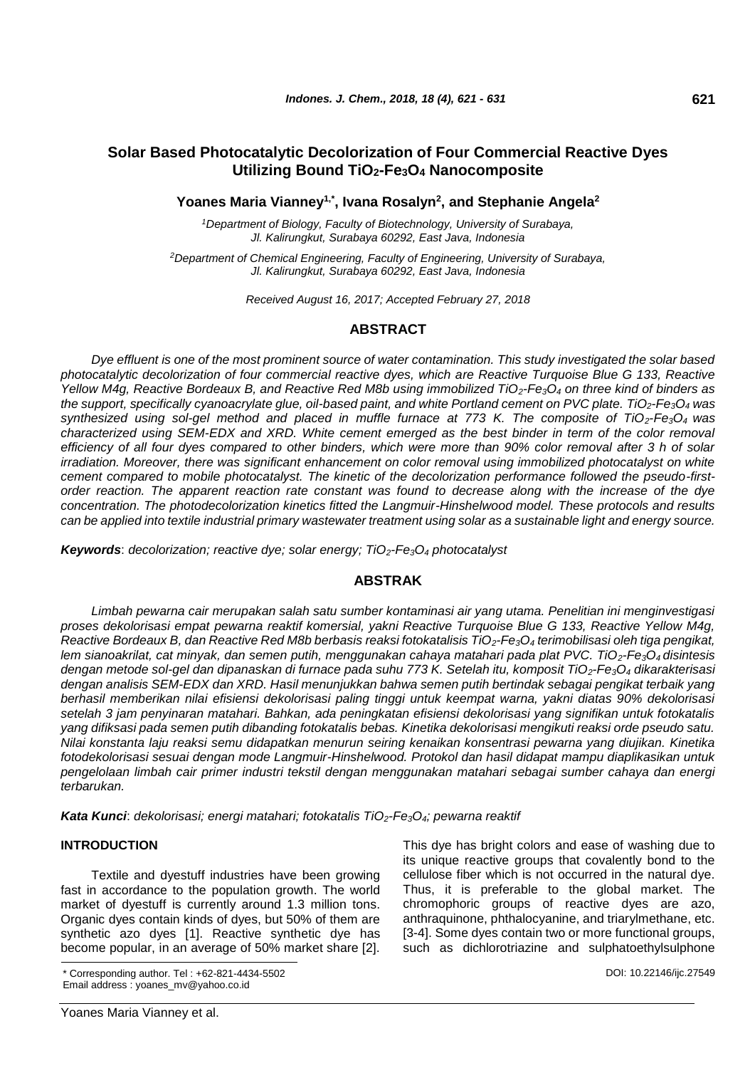# Solar Based Photocatalytic Decolorization of Four Commercial Reactive Dyes Utilizing Bound $TiO_2$-$Fe_3O_4$ Nanocomposite

**Yoanes Maria Vianney[1,*], Ivana Rosalyn[2], and Stephanie Angela[2]**

[1]Department of Biology, Faculty of Biotechnology, University of Surabaya, Jl. Kalirungkut, Surabaya 60292, East Java, Indonesia

[2]Department of Chemical Engineering, Faculty of Engineering, University of Surabaya, Jl. Kalirungkut, Surabaya 60292, East Java, Indonesia

*Received August 16, 2017; Accepted February 27, 2018*

## ABSTRACT

*Dye effluent is one of the most prominent source of water contamination. This study investigated the solar based photocatalytic decolorization of four commercial reactive dyes, which are Reactive Turquoise Blue G 133, Reactive Yellow M4g, Reactive Bordeaux B, and Reactive Red M8b using immobilized $TiO_2$-$Fe_3O_4$ on three kind of binders as the support, specifically cyanoacrylate glue, oil-based paint, and white Portland cement on PVC plate. $TiO_2$-$Fe_3O_4$ was synthesized using sol-gel method and placed in muffle furnace at 773 K. The composite of $TiO_2$-$Fe_3O_4$ was characterized using SEM-EDX and XRD. White cement emerged as the best binder in term of the color removal efficiency of all four dyes compared to other binders, which were more than 90% color removal after 3 h of solar irradiation. Moreover, there was significant enhancement on color removal using immobilized photocatalyst on white cement compared to mobile photocatalyst. The kinetic of the decolorization performance followed the pseudo-first-order reaction. The apparent reaction rate constant was found to decrease along with the increase of the dye concentration. The photodecolorization kinetics fitted the Langmuir-Hinshelwood model. These protocols and results can be applied into textile industrial primary wastewater treatment using solar as a sustainable light and energy source.*

***Keywords***: *decolorization; reactive dye; solar energy; $TiO_2$-$Fe_3O_4$ photocatalyst*

## ABSTRAK

*Limbah pewarna cair merupakan salah satu sumber kontaminasi air yang utama. Penelitian ini menginvestigasi proses dekolorisasi empat pewarna reaktif komersial, yakni Reactive Turquoise Blue G 133, Reactive Yellow M4g, Reactive Bordeaux B, dan Reactive Red M8b berbasis reaksi fotokatalisis $TiO_2$-$Fe_3O_4$ terimobilisasi oleh tiga pengikat, lem sianoakrilat, cat minyak, dan semen putih, menggunakan cahaya matahari pada plat PVC. $TiO_2$-$Fe_3O_4$ disintesis dengan metode sol-gel dan dipanaskan di furnace pada suhu 773 K. Setelah itu, komposit $TiO_2$-$Fe_3O_4$ dikarakterisasi dengan analisis SEM-EDX dan XRD. Hasil menunjukkan bahwa semen putih bertindak sebagai pengikat terbaik yang berhasil memberikan nilai efisiensi dekolorisasi paling tinggi untuk keempat warna, yakni diatas 90% dekolorisasi setelah 3 jam penyinaran matahari. Bahkan, ada peningkatan efisiensi dekolorisasi yang signifikan untuk fotokatalis yang difiksasi pada semen putih dibanding fotokatalis bebas. Kinetika dekolorisasi mengikuti reaksi orde pseudo satu. Nilai konstanta laju reaksi semu didapatkan menurun seiring kenaikan konsentrasi pewarna yang diujikan. Kinetika fotodekolorisasi sesuai dengan mode Langmuir-Hinshelwood. Protokol dan hasil didapat mampu diaplikasikan untuk pengelolaan limbah cair primer industri tekstil dengan menggunakan matahari sebagai sumber cahaya dan energi terbarukan.*

***Kata Kunci***: *dekolorisasi; energi matahari; fotokatalis $TiO_2$-$Fe_3O_4$; pewarna reaktif*

## INTRODUCTION

Textile and dyestuff industries have been growing fast in accordance to the population growth. The world market of dyestuff is currently around 1.3 million tons. Organic dyes contain kinds of dyes, but 50% of them are synthetic azo dyes [1]. Reactive synthetic dye has become popular, in an average of 50% market share [2]. This dye has bright colors and ease of washing due to its unique reactive groups that covalently bond to the cellulose fiber which is not occurred in the natural dye. Thus, it is preferable to the global market. The chromophoric groups of reactive dyes are azo, anthraquinone, phthalocyanine, and triarylmethane, etc. [3-4]. Some dyes contain two or more functional groups, such as dichlorotriazine and sulphatoethylsulphone

\* Corresponding author. Tel : +62-821-4434-5502
Email address : yoanes_mv@yahoo.co.id

DOI: 10.22146/ijc.27549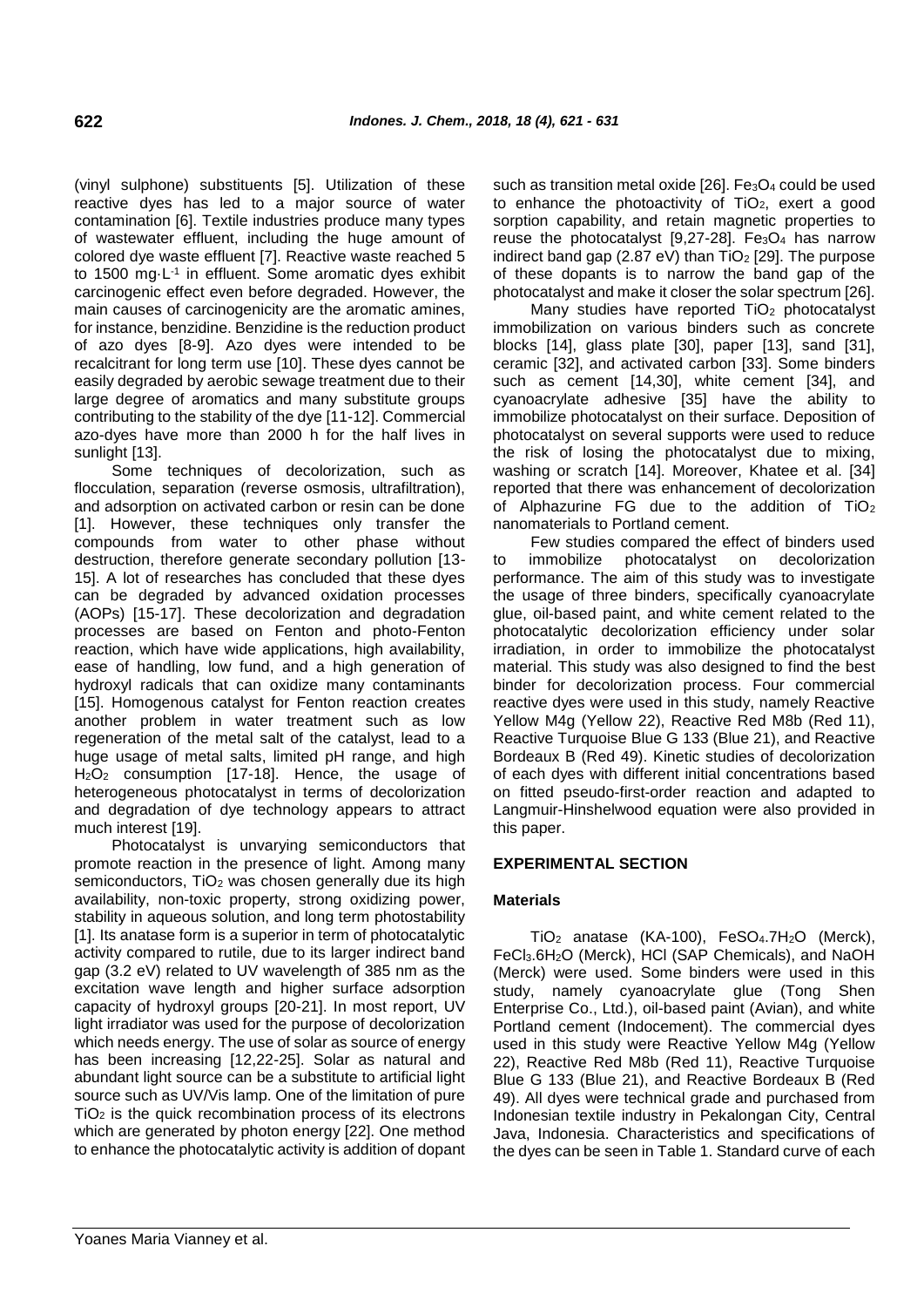(vinyl sulphone) substituents [5]. Utilization of these reactive dyes has led to a major source of water contamination [6]. Textile industries produce many types of wastewater effluent, including the huge amount of colored dye waste effluent [7]. Reactive waste reached 5 to 1500 $mg \cdot L^{-1}$ in effluent. Some aromatic dyes exhibit carcinogenic effect even before degraded. However, the main causes of carcinogenicity are the aromatic amines, for instance, benzidine. Benzidine is the reduction product of azo dyes [8-9]. Azo dyes were intended to be recalcitrant for long term use [10]. These dyes cannot be easily degraded by aerobic sewage treatment due to their large degree of aromatics and many substitute groups contributing to the stability of the dye [11-12]. Commercial azo-dyes have more than 2000 h for the half lives in sunlight [13].

Some techniques of decolorization, such as flocculation, separation (reverse osmosis, ultrafiltration), and adsorption on activated carbon or resin can be done [1]. However, these techniques only transfer the compounds from water to other phase without destruction, therefore generate secondary pollution [13-15]. A lot of researches has concluded that these dyes can be degraded by advanced oxidation processes (AOPs) [15-17]. These decolorization and degradation processes are based on Fenton and photo-Fenton reaction, which have wide applications, high availability, ease of handling, low fund, and a high generation of hydroxyl radicals that can oxidize many contaminants [15]. Homogenous catalyst for Fenton reaction creates another problem in water treatment such as low regeneration of the metal salt of the catalyst, lead to a huge usage of metal salts, limited pH range, and high $H_2O_2$ consumption [17-18]. Hence, the usage of heterogeneous photocatalyst in terms of decolorization and degradation of dye technology appears to attract much interest [19].

Photocatalyst is unvarying semiconductors that promote reaction in the presence of light. Among many semiconductors, $TiO_2$ was chosen generally due its high availability, non-toxic property, strong oxidizing power, stability in aqueous solution, and long term photostability [1]. Its anatase form is a superior in term of photocatalytic activity compared to rutile, due to its larger indirect band gap (3.2 eV) related to UV wavelength of 385 nm as the excitation wave length and higher surface adsorption capacity of hydroxyl groups [20-21]. In most report, UV light irradiator was used for the purpose of decolorization which needs energy. The use of solar as source of energy has been increasing [12,22-25]. Solar as natural and abundant light source can be a substitute to artificial light source such as UV/Vis lamp. One of the limitation of pure $TiO_2$ is the quick recombination process of its electrons which are generated by photon energy [22]. One method to enhance the photocatalytic activity is addition of dopant such as transition metal oxide [26]. $Fe_3O_4$ could be used to enhance the photoactivity of $TiO_2$, exert a good sorption capability, and retain magnetic properties to reuse the photocatalyst [9,27-28]. $Fe_3O_4$ has narrow indirect band gap (2.87 eV) than $TiO_2$ [29]. The purpose of these dopants is to narrow the band gap of the photocatalyst and make it closer the solar spectrum [26].

Many studies have reported $TiO_2$ photocatalyst immobilization on various binders such as concrete blocks [14], glass plate [30], paper [13], sand [31], ceramic [32], and activated carbon [33]. Some binders such as cement [14,30], white cement [34], and cyanoacrylate adhesive [35] have the ability to immobilize photocatalyst on their surface. Deposition of photocatalyst on several supports were used to reduce the risk of losing the photocatalyst due to mixing, washing or scratch [14]. Moreover, Khatee et al. [34] reported that there was enhancement of decolorization of Alphazurine FG due to the addition of $TiO_2$ nanomaterials to Portland cement.

Few studies compared the effect of binders used to immobilize photocatalyst on decolorization performance. The aim of this study was to investigate the usage of three binders, specifically cyanoacrylate glue, oil-based paint, and white cement related to the photocatalytic decolorization efficiency under solar irradiation, in order to immobilize the photocatalyst material. This study was also designed to find the best binder for decolorization process. Four commercial reactive dyes were used in this study, namely Reactive Yellow M4g (Yellow 22), Reactive Red M8b (Red 11), Reactive Turquoise Blue G 133 (Blue 21), and Reactive Bordeaux B (Red 49). Kinetic studies of decolorization of each dyes with different initial concentrations based on fitted pseudo-first-order reaction and adapted to Langmuir-Hinshelwood equation were also provided in this paper.

## EXPERIMENTAL SECTION

### Materials

$TiO_2$ anatase (KA-100), $FeSO_4.7H_2O$ (Merck), $FeCl_3.6H_2O$ (Merck), HCl (SAP Chemicals), and NaOH (Merck) were used. Some binders were used in this study, namely cyanoacrylate glue (Tong Shen Enterprise Co., Ltd.), oil-based paint (Avian), and white Portland cement (Indocement). The commercial dyes used in this study were Reactive Yellow M4g (Yellow 22), Reactive Red M8b (Red 11), Reactive Turquoise Blue G 133 (Blue 21), and Reactive Bordeaux B (Red 49). All dyes were technical grade and purchased from Indonesian textile industry in Pekalongan City, Central Java, Indonesia. Characteristics and specifications of the dyes can be seen in Table 1. Standard curve of each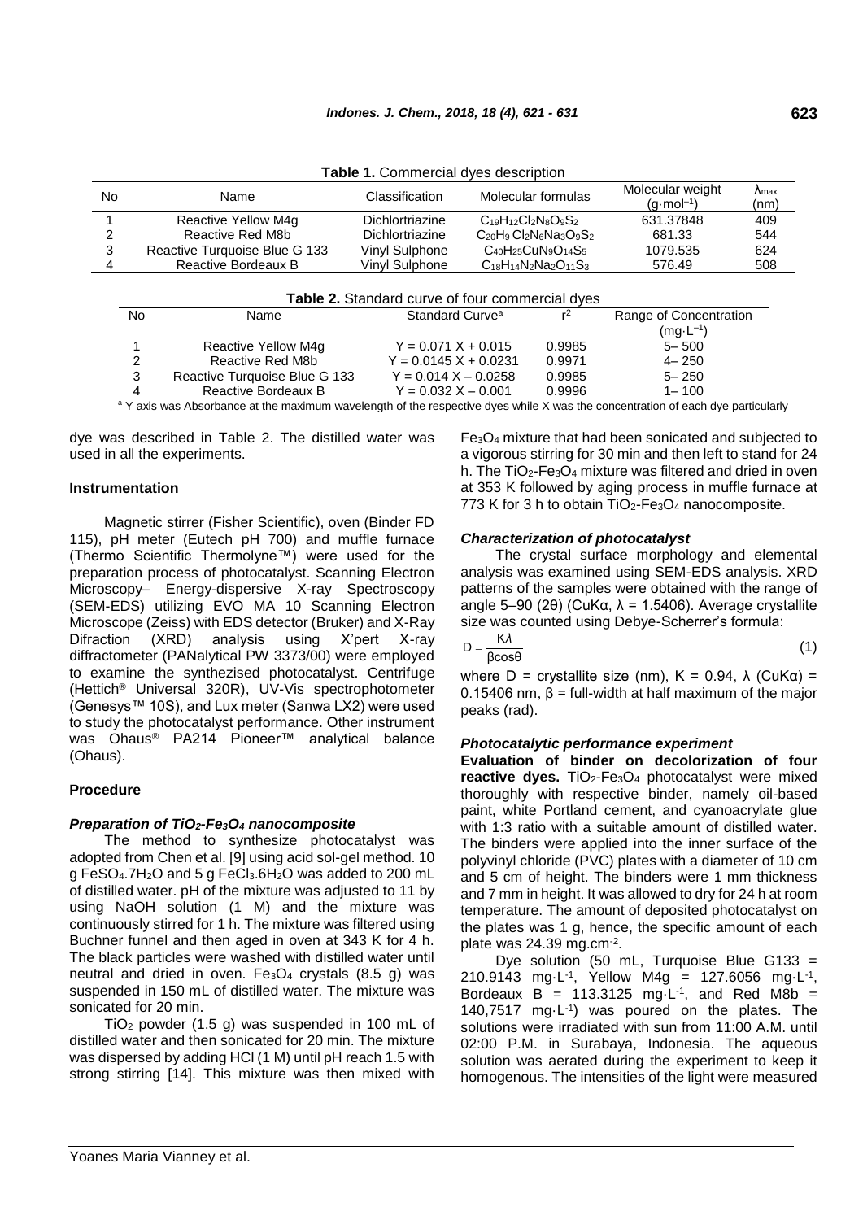**Table 1.** Commercial dyes description

| No | Name | Classification | Molecular formulas | Molecular weight ($g \cdot mol^{-1}$) | $\lambda_{max}$ (nm) |
|---|---|---|---|---|---|
| 1 | Reactive Yellow M4g | Dichlortriazine | $C_{19}H_{12}Cl_2N_8O_9S_2$ | 631.37848 | 409 |
| 2 | Reactive Red M8b | Dichlortriazine | $C_{20}H_9Cl_2N_6Na_3O_9S_2$ | 681.33 | 544 |
| 3 | Reactive Turquoise Blue G 133 | Vinyl Sulphone | $C_{40}H_{25}CuN_9O_{14}S_5$ | 1079.535 | 624 |
| 4 | Reactive Bordeaux B | Vinyl Sulphone | $C_{18}H_{14}N_2Na_2O_{11}S_3$ | 576.49 | 508 |

**Table 2.** Standard curve of four commercial dyes

| No | Name | Standard Curve[a] | $r^2$ | Range of Concentration ($mg \cdot L^{-1}$) |
|---|---|---|---|---|
| 1 | Reactive Yellow M4g | $Y = 0.071\ X + 0.015$ | 0.9985 | 5– 500 |
| 2 | Reactive Red M8b | $Y = 0.0145\ X + 0.0231$ | 0.9971 | 4– 250 |
| 3 | Reactive Turquoise Blue G 133 | $Y = 0.014\ X – 0.0258$ | 0.9985 | 5– 250 |
| 4 | Reactive Bordeaux B | $Y = 0.032\ X – 0.001$ | 0.9996 | 1– 100 |

[a] Y axis was Absorbance at the maximum wavelength of the respective dyes while X was the concentration of each dye particularly

dye was described in Table 2. The distilled water was used in all the experiments.

### Instrumentation

Magnetic stirrer (Fisher Scientific), oven (Binder FD 115), pH meter (Eutech pH 700) and muffle furnace (Thermo Scientific Thermolyne™) were used for the preparation process of photocatalyst. Scanning Electron Microscopy– Energy-dispersive X-ray Spectroscopy (SEM-EDS) utilizing EVO MA 10 Scanning Electron Microscope (Zeiss) with EDS detector (Bruker) and X-Ray Difraction (XRD) analysis using X'pert X-ray diffractometer (PANalytical PW 3373/00) were employed to examine the synthezised photocatalyst. Centrifuge (Hettich® Universal 320R), UV-Vis spectrophotometer (Genesys™ 10S), and Lux meter (Sanwa LX2) were used to study the photocatalyst performance. Other instrument was Ohaus® PA214 Pioneer™ analytical balance (Ohaus).

### Procedure

#### *Preparation of $TiO_2$-$Fe_3O_4$ nanocomposite*

The method to synthesize photocatalyst was adopted from Chen et al. [9] using acid sol-gel method. 10 g $FeSO_4.7H_2O$ and 5 g $FeCl_3.6H_2O$ was added to 200 mL of distilled water. pH of the mixture was adjusted to 11 by using NaOH solution (1 M) and the mixture was continuously stirred for 1 h. The mixture was filtered using Buchner funnel and then aged in oven at 343 K for 4 h. The black particles were washed with distilled water until neutral and dried in oven. $Fe_3O_4$ crystals (8.5 g) was suspended in 150 mL of distilled water. The mixture was sonicated for 20 min.

$TiO_2$ powder (1.5 g) was suspended in 100 mL of distilled water and then sonicated for 20 min. The mixture was dispersed by adding HCl (1 M) until pH reach 1.5 with strong stirring [14]. This mixture was then mixed with $Fe_3O_4$ mixture that had been sonicated and subjected to a vigorous stirring for 30 min and then left to stand for 24 h. The $TiO_2$-$Fe_3O_4$ mixture was filtered and dried in oven at 353 K followed by aging process in muffle furnace at 773 K for 3 h to obtain $TiO_2$-$Fe_3O_4$ nanocomposite.

#### *Characterization of photocatalyst*

The crystal surface morphology and elemental analysis was examined using SEM-EDS analysis. XRD patterns of the samples were obtained with the range of angle 5–90 (2θ) (CuKα, λ = 1.5406). Average crystallite size was counted using Debye-Scherrer's formula:

$$D = \frac{K\lambda}{\beta\cos\theta} \tag{1}$$

where D = crystallite size (nm), K = 0.94, λ (CuKα) = 0.15406 nm, β = full-width at half maximum of the major peaks (rad).

#### *Photocatalytic performance experiment*

**Evaluation of binder on decolorization of four reactive dyes.** $TiO_2$-$Fe_3O_4$ photocatalyst were mixed thoroughly with respective binder, namely oil-based paint, white Portland cement, and cyanoacrylate glue with 1:3 ratio with a suitable amount of distilled water. The binders were applied into the inner surface of the polyvinyl chloride (PVC) plates with a diameter of 10 cm and 5 cm of height. The binders were 1 mm thickness and 7 mm in height. It was allowed to dry for 24 h at room temperature. The amount of deposited photocatalyst on the plates was 1 g, hence, the specific amount of each plate was 24.39 $mg.cm^{-2}$.

Dye solution (50 mL, Turquoise Blue G133 = 210.9143 $mg \cdot L^{-1}$, Yellow M4g = 127.6056 $mg \cdot L^{-1}$, Bordeaux B = 113.3125 $mg \cdot L^{-1}$, and Red M8b = 140,7517 $mg \cdot L^{-1}$) was poured on the plates. The solutions were irradiated with sun from 11:00 A.M. until 02:00 P.M. in Surabaya, Indonesia. The aqueous solution was aerated during the experiment to keep it homogenous. The intensities of the light were measured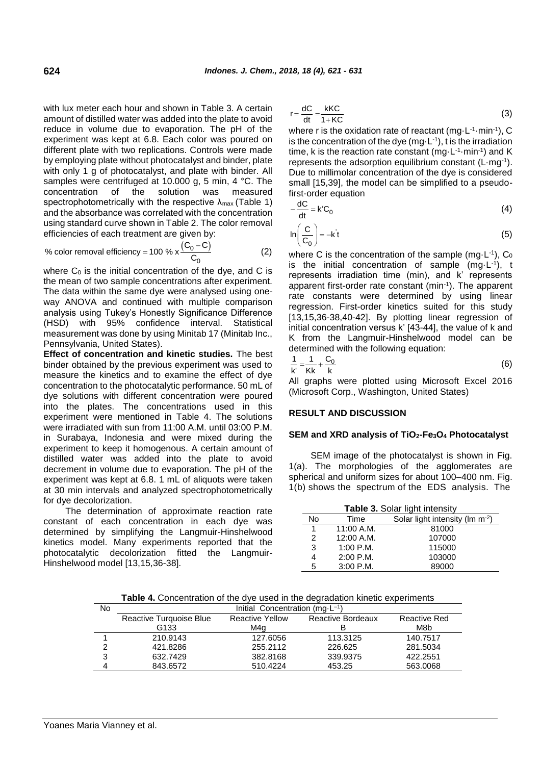with lux meter each hour and shown in Table 3. A certain amount of distilled water was added into the plate to avoid reduce in volume due to evaporation. The pH of the experiment was kept at 6.8. Each color was poured on different plate with two replications. Controls were made by employing plate without photocatalyst and binder, plate with only 1 g of photocatalyst, and plate with binder. All samples were centrifuged at 10.000 g, 5 min, 4 °C. The concentration of the solution was measured spectrophotometrically with the respective $\lambda_{max}$ (Table 1) and the absorbance was correlated with the concentration using standard curve shown in Table 2. The color removal efficiencies of each treatment are given by:

$$\% \text{ color removal efficiency} = 100\ \% \times \frac{(C_0 - C)}{C_0} \quad (2)$$

where $C_0$ is the initial concentration of the dye, and C is the mean of two sample concentrations after experiment. The data within the same dye were analysed using one-way ANOVA and continued with multiple comparison analysis using Tukey's Honestly Significance Difference (HSD) with 95% confidence interval. Statistical measurement was done by using Minitab 17 (Minitab Inc., Pennsylvania, United States).

**Effect of concentration and kinetic studies.** The best binder obtained by the previous experiment was used to measure the kinetics and to examine the effect of dye concentration to the photocatalytic performance. 50 mL of dye solutions with different concentration were poured into the plates. The concentrations used in this experiment were mentioned in Table 4. The solutions were irradiated with sun from 11:00 A.M. until 03:00 P.M. in Surabaya, Indonesia and were mixed during the experiment to keep it homogenous. A certain amount of distilled water was added into the plate to avoid decrement in volume due to evaporation. The pH of the experiment was kept at 6.8. 1 mL of aliquots were taken at 30 min intervals and analyzed spectrophotometrically for dye decolorization.

The determination of approximate reaction rate constant of each concentration in each dye was determined by simplifying the Langmuir-Hinshelwood kinetics model. Many experiments reported that the photocatalytic decolorization fitted the Langmuir-Hinshelwood model [13,15,36-38].

$$r = \frac{dC}{dt} = \frac{kKC}{1+KC} \quad (3)$$

where r is the oxidation rate of reactant (mg·L$^{-1}$·min$^{-1}$), C is the concentration of the dye (mg·L$^{-1}$), t is the irradiation time, k is the reaction rate constant (mg·L$^{-1}$·min$^{-1}$) and K represents the adsorption equilibrium constant (L·mg$^{-1}$). Due to millimolar concentration of the dye is considered small [15,39], the model can be simplified to a pseudo-first-order equation

$$-\frac{dC}{dt} = k'C_0 \quad (4)$$

$$\ln\left(\frac{C}{C_0}\right) = -k't \quad (5)$$

where C is the concentration of the sample (mg·L$^{-1}$), $C_0$ is the initial concentration of sample (mg·L$^{-1}$), t represents irradiation time (min), and k' represents apparent first-order rate constant (min$^{-1}$). The apparent rate constants were determined by using linear regression. First-order kinetics suited for this study [13,15,36-38,40-42]. By plotting linear regression of initial concentration versus k' [43-44], the value of k and K from the Langmuir-Hinshelwood model can be determined with the following equation:

$$\frac{1}{k'} = \frac{1}{Kk} + \frac{C_0}{k} \quad (6)$$

All graphs were plotted using Microsoft Excel 2016 (Microsoft Corp., Washington, United States)

## RESULT AND DISCUSSION

### SEM and XRD analysis of $TiO_2$-$Fe_3O_4$ Photocatalyst

SEM image of the photocatalyst is shown in Fig. 1(a). The morphologies of the agglomerates are spherical and uniform sizes for about 100–400 nm. Fig. 1(b) shows the spectrum of the EDS analysis. The

**Table 3.** Solar light intensity

| No | Time | Solar light intensity (lm m$^{-2}$) |
|---|---|---|
| 1 | 11:00 A.M. | 81000 |
| 2 | 12:00 A.M. | 107000 |
| 3 | 1:00 P.M. | 115000 |
| 4 | 2:00 P.M. | 103000 |
| 5 | 3:00 P.M. | 89000 |

**Table 4.** Concentration of the dye used in the degradation kinetic experiments

| No | Initial Concentration (mg·L$^{-1}$) | | | |
|---|---|---|---|---|
| | Reactive Turquoise Blue G133 | Reactive Yellow M4g | Reactive Bordeaux B | Reactive Red M8b |
| 1 | 210.9143 | 127.6056 | 113.3125 | 140.7517 |
| 2 | 421.8286 | 255.2112 | 226.625 | 281.5034 |
| 3 | 632.7429 | 382.8168 | 339.9375 | 422.2551 |
| 4 | 843.6572 | 510.4224 | 453.25 | 563.0068 |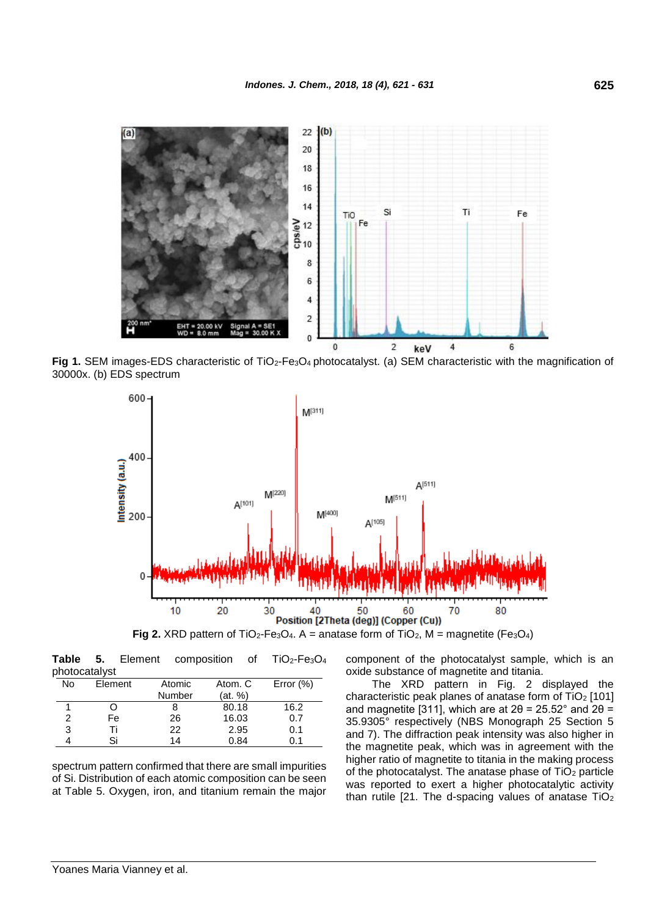Fig 1. SEM images-EDS characteristic of $TiO_2$-$Fe_3O_4$ photocatalyst. (a) SEM characteristic with the magnification of 30000x. (b) EDS spectrum

Fig 2. XRD pattern of $TiO_2$-$Fe_3O_4$. A = anatase form of $TiO_2$, M = magnetite ($Fe_3O_4$)

**Table 5.** Element composition of $TiO_2$-$Fe_3O_4$ photocatalyst

| No | Element | Atomic Number | Atom. C (at. %) | Error (%) |
|---|---|---|---|---|
| 1 | O | 8 | 80.18 | 16.2 |
| 2 | Fe | 26 | 16.03 | 0.7 |
| 3 | Ti | 22 | 2.95 | 0.1 |
| 4 | Si | 14 | 0.84 | 0.1 |

spectrum pattern confirmed that there are small impurities of Si. Distribution of each atomic composition can be seen at Table 5. Oxygen, iron, and titanium remain the major component of the photocatalyst sample, which is an oxide substance of magnetite and titania.

The XRD pattern in Fig. 2 displayed the characteristic peak planes of anatase form of $TiO_2$ [101] and magnetite [311], which are at $2\theta$ = 25.52° and $2\theta$ = 35.9305° respectively (NBS Monograph 25 Section 5 and 7). The diffraction peak intensity was also higher in the magnetite peak, which was in agreement with the higher ratio of magnetite to titania in the making process of the photocatalyst. The anatase phase of $TiO_2$ particle was reported to exert a higher photocatalytic activity than rutile [21. The d-spacing values of anatase $TiO_2$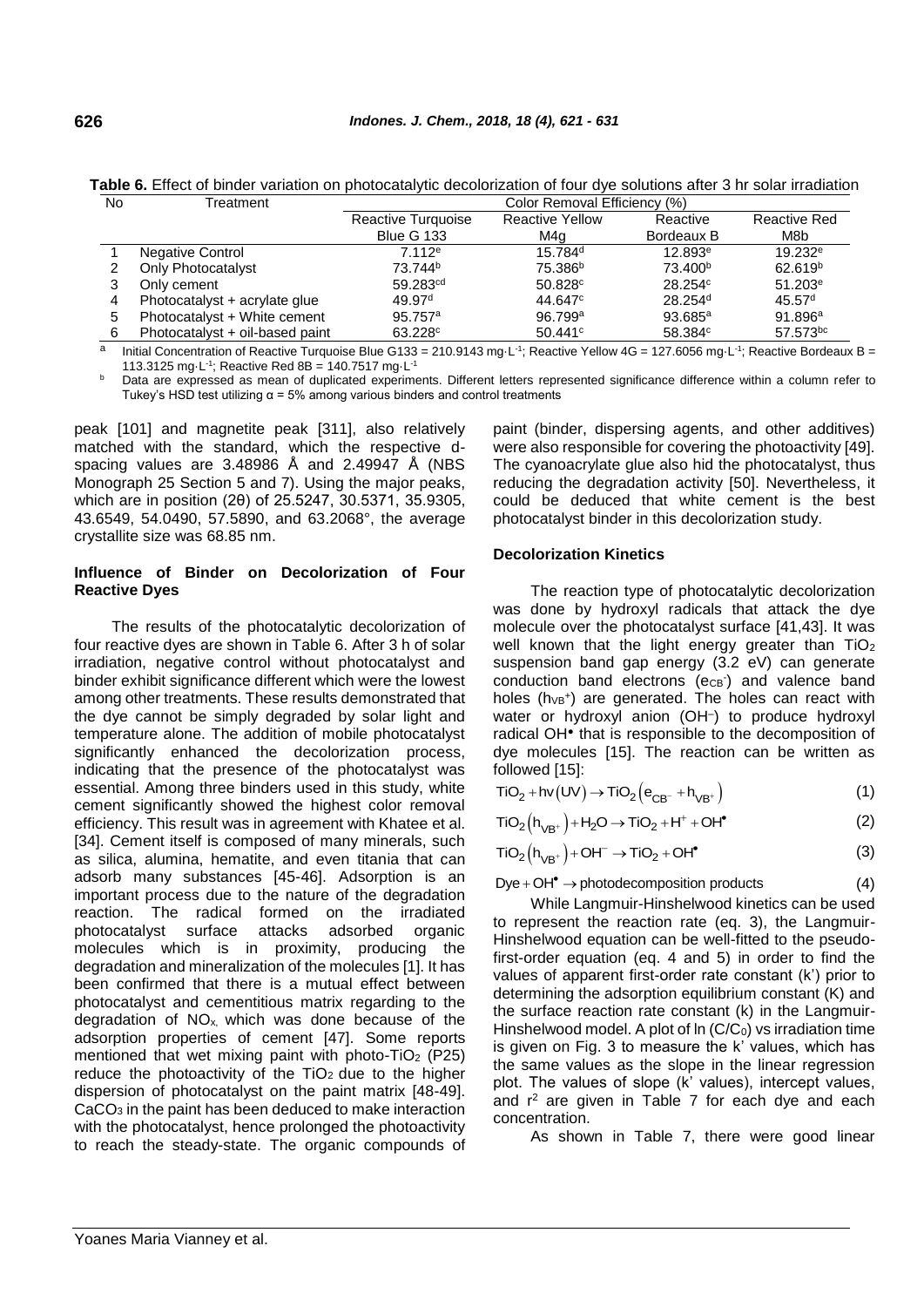**Table 6.** Effect of binder variation on photocatalytic decolorization of four dye solutions after 3 hr solar irradiation

| No | Treatment | Color Removal Efficiency (%) | | | |
|---|---|---|---|---|---|
| | | Reactive Turquoise Blue G 133 | Reactive Yellow M4g | Reactive Bordeaux B | Reactive Red M8b |
| 1 | Negative Control | 7.112[e] | 15.784[d] | 12.893[e] | 19.232[e] |
| 2 | Only Photocatalyst | 73.744[b] | 75.386[b] | 73.400[b] | 62.619[b] |
| 3 | Only cement | 59.283[cd] | 50.828[c] | 28.254[c] | 51.203[e] |
| 4 | Photocatalyst + acrylate glue | 49.97[d] | 44.647[c] | 28.254[d] | 45.57[d] |
| 5 | Photocatalyst + White cement | 95.757[a] | 96.799[a] | 93.685[a] | 91.896[a] |
| 6 | Photocatalyst + oil-based paint | 63.228[c] | 50.441[c] | 58.384[c] | 57.573[bc] |

[a] Initial Concentration of Reactive Turquoise Blue G133 = 210.9143 mg·L$^{-1}$; Reactive Yellow 4G = 127.6056 mg·L$^{-1}$; Reactive Bordeaux B = 113.3125 mg·L$^{-1}$; Reactive Red 8B = 140.7517 mg·L$^{-1}$

[b] Data are expressed as mean of duplicated experiments. Different letters represented significance difference within a column refer to Tukey's HSD test utilizing α = 5% among various binders and control treatments

peak [101] and magnetite peak [311], also relatively matched with the standard, which the respective d-spacing values are 3.48986 Å and 2.49947 Å (NBS Monograph 25 Section 5 and 7). Using the major peaks, which are in position (2θ) of 25.5247, 30.5371, 35.9305, 43.6549, 54.0490, 57.5890, and 63.2068°, the average crystallite size was 68.85 nm.

### Influence of Binder on Decolorization of Four Reactive Dyes

The results of the photocatalytic decolorization of four reactive dyes are shown in Table 6. After 3 h of solar irradiation, negative control without photocatalyst and binder exhibit significance different which were the lowest among other treatments. These results demonstrated that the dye cannot be simply degraded by solar light and temperature alone. The addition of mobile photocatalyst significantly enhanced the decolorization process, indicating that the presence of the photocatalyst was essential. Among three binders used in this study, white cement significantly showed the highest color removal efficiency. This result was in agreement with Khatee et al. [34]. Cement itself is composed of many minerals, such as silica, alumina, hematite, and even titania that can adsorb many substances [45-46]. Adsorption is an important process due to the nature of the degradation reaction. The radical formed on the irradiated photocatalyst surface attacks adsorbed organic molecules which is in proximity, producing the degradation and mineralization of the molecules [1]. It has been confirmed that there is a mutual effect between photocatalyst and cementitious matrix regarding to the degradation of $NO_x$, which was done because of the adsorption properties of cement [47]. Some reports mentioned that wet mixing paint with photo-$TiO_2$ (P25) reduce the photoactivity of the $TiO_2$ due to the higher dispersion of photocatalyst on the paint matrix [48-49]. $CaCO_3$ in the paint has been deduced to make interaction with the photocatalyst, hence prolonged the photoactivity to reach the steady-state. The organic compounds of paint (binder, dispersing agents, and other additives) were also responsible for covering the photoactivity [49]. The cyanoacrylate glue also hid the photocatalyst, thus reducing the degradation activity [50]. Nevertheless, it could be deduced that white cement is the best photocatalyst binder in this decolorization study.

### Decolorization Kinetics

The reaction type of photocatalytic decolorization was done by hydroxyl radicals that attack the dye molecule over the photocatalyst surface [41,43]. It was well known that the light energy greater than $TiO_2$ suspension band gap energy (3.2 eV) can generate conduction band electrons ($e_{CB}^-$) and valence band holes ($h_{VB}^+$) are generated. The holes can react with water or hydroxyl anion ($OH^-$) to produce hydroxyl radical $OH^\bullet$ that is responsible to the decomposition of dye molecules [15]. The reaction can be written as followed [15]:

$$TiO_2 + h\nu(UV) \rightarrow TiO_2\left(e_{CB^-} + h_{VB^+}\right) \quad (1)$$

$$TiO_2\left(h_{VB^+}\right) + H_2O \rightarrow TiO_2 + H^+ + OH^\bullet \quad (2)$$

$$TiO_2\left(h_{VB^+}\right) + OH^- \rightarrow TiO_2 + OH^\bullet \quad (3)$$

$$Dye + OH^\bullet \rightarrow \text{photodecomposition products} \quad (4)$$

While Langmuir-Hinshelwood kinetics can be used to represent the reaction rate (eq. 3), the Langmuir-Hinshelwood equation can be well-fitted to the pseudo-first-order equation (eq. 4 and 5) in order to find the values of apparent first-order rate constant (k') prior to determining the adsorption equilibrium constant (K) and the surface reaction rate constant (k) in the Langmuir-Hinshelwood model. A plot of $\ln(C/C_0)$ vs irradiation time is given on Fig. 3 to measure the k' values, which has the same values as the slope in the linear regression plot. The values of slope (k' values), intercept values, and $r^2$ are given in Table 7 for each dye and each concentration.

As shown in Table 7, there were good linear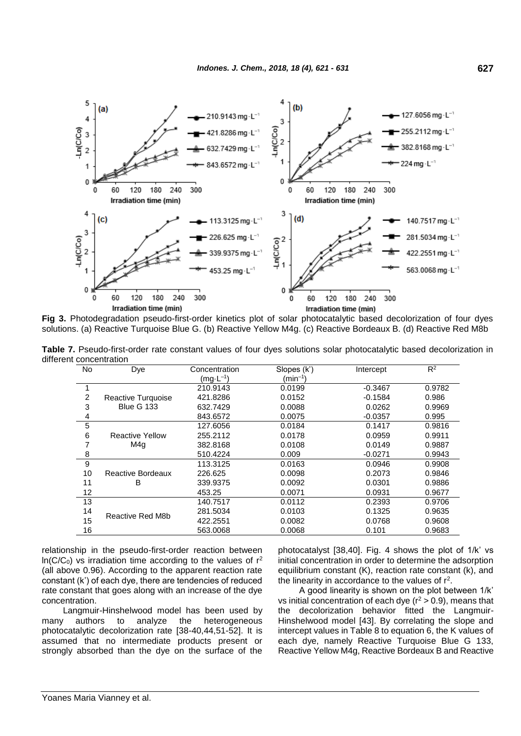**Fig 3.** Photodegradation pseudo-first-order kinetics plot of solar photocatalytic based decolorization of four dyes solutions. (a) Reactive Turquoise Blue G. (b) Reactive Yellow M4g. (c) Reactive Bordeaux B. (d) Reactive Red M8b

**Table 7.** Pseudo-first-order rate constant values of four dyes solutions solar photocatalytic based decolorization in different concentration

| No | Dye | Concentration ($mg \cdot L^{-1}$) | Slopes (k') ($min^{-1}$) | Intercept | $R^2$ |
|---|---|---|---|---|---|
| 1 | Reactive Turquoise Blue G 133 | 210.9143 | 0.0199 | -0.3467 | 0.9782 |
| 2 | | 421.8286 | 0.0152 | -0.1584 | 0.986 |
| 3 | | 632.7429 | 0.0088 | 0.0262 | 0.9969 |
| 4 | | 843.6572 | 0.0075 | -0.0357 | 0.995 |
| 5 | Reactive Yellow M4g | 127.6056 | 0.0184 | 0.1417 | 0.9816 |
| 6 | | 255.2112 | 0.0178 | 0.0959 | 0.9911 |
| 7 | | 382.8168 | 0.0108 | 0.0149 | 0.9887 |
| 8 | | 510.4224 | 0.009 | -0.0271 | 0.9943 |
| 9 | Reactive Bordeaux B | 113.3125 | 0.0163 | 0.0946 | 0.9908 |
| 10 | | 226.625 | 0.0098 | 0.2073 | 0.9846 |
| 11 | | 339.9375 | 0.0092 | 0.0301 | 0.9886 |
| 12 | | 453.25 | 0.0071 | 0.0931 | 0.9677 |
| 13 | Reactive Red M8b | 140.7517 | 0.0112 | 0.2393 | 0.9706 |
| 14 | | 281.5034 | 0.0103 | 0.1325 | 0.9635 |
| 15 | | 422.2551 | 0.0082 | 0.0768 | 0.9608 |
| 16 | | 563.0068 | 0.0068 | 0.101 | 0.9683 |

relationship in the pseudo-first-order reaction between $\ln(C/C_0)$ vs irradiation time according to the values of $r^2$ (all above 0.96). According to the apparent reaction rate constant (k') of each dye, there are tendencies of reduced rate constant that goes along with an increase of the dye concentration.

Langmuir-Hinshelwood model has been used by many authors to analyze the heterogeneous photocatalytic decolorization rate [38-40,44,51-52]. It is assumed that no intermediate products present or strongly absorbed than the dye on the surface of the photocatalyst [38,40]. Fig. 4 shows the plot of 1/k' vs initial concentration in order to determine the adsorption equilibrium constant (K), reaction rate constant (k), and the linearity in accordance to the values of $r^2$.

A good linearity is shown on the plot between 1/k' vs initial concentration of each dye ($r^2 > 0.9$), means that the decolorization behavior fitted the Langmuir-Hinshelwood model [43]. By correlating the slope and intercept values in Table 8 to equation 6, the K values of each dye, namely Reactive Turquoise Blue G 133, Reactive Yellow M4g, Reactive Bordeaux B and Reactive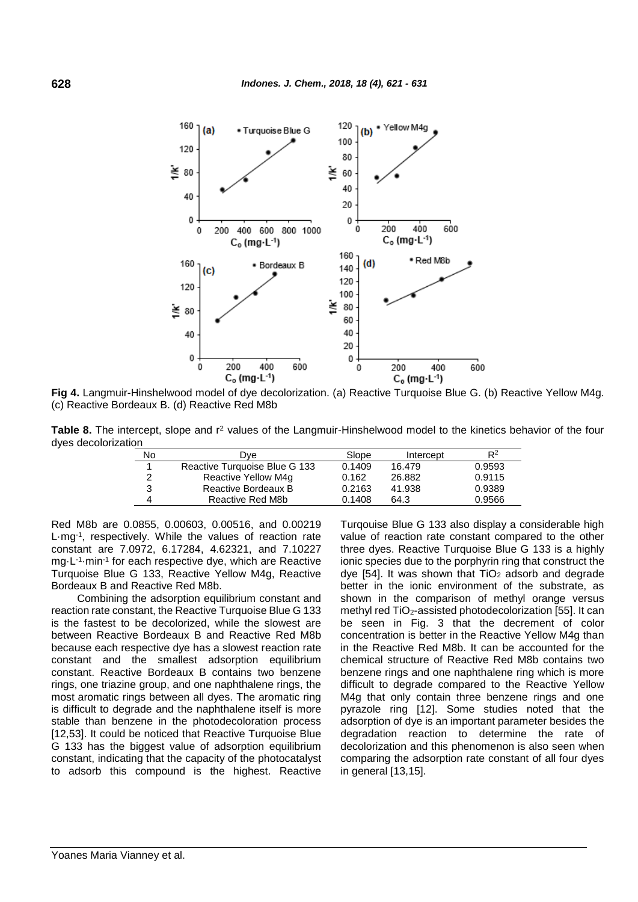**Fig 4.** Langmuir-Hinshelwood model of dye decolorization. (a) Reactive Turquoise Blue G. (b) Reactive Yellow M4g. (c) Reactive Bordeaux B. (d) Reactive Red M8b

**Table 8.** The intercept, slope and $r^2$ values of the Langmuir-Hinshelwood model to the kinetics behavior of the four dyes decolorization

| No | Dye | Slope | Intercept | $R^2$ |
|---|---|---|---|---|
| 1 | Reactive Turquoise Blue G 133 | 0.1409 | 16.479 | 0.9593 |
| 2 | Reactive Yellow M4g | 0.162 | 26.882 | 0.9115 |
| 3 | Reactive Bordeaux B | 0.2163 | 41.938 | 0.9389 |
| 4 | Reactive Red M8b | 0.1408 | 64.3 | 0.9566 |

Red M8b are 0.0855, 0.00603, 0.00516, and 0.00219 $L \cdot mg^{-1}$, respectively. While the values of reaction rate constant are 7.0972, 6.17284, 4.62321, and 7.10227 $mg \cdot L^{-1} \cdot min^{-1}$ for each respective dye, which are Reactive Turquoise Blue G 133, Reactive Yellow M4g, Reactive Bordeaux B and Reactive Red M8b.

Combining the adsorption equilibrium constant and reaction rate constant, the Reactive Turquoise Blue G 133 is the fastest to be decolorized, while the slowest are between Reactive Bordeaux B and Reactive Red M8b because each respective dye has a slowest reaction rate constant and the smallest adsorption equilibrium constant. Reactive Bordeaux B contains two benzene rings, one triazine group, and one naphthalene rings, the most aromatic rings between all dyes. The aromatic ring is difficult to degrade and the naphthalene itself is more stable than benzene in the photodecoloration process [12,53]. It could be noticed that Reactive Turquoise Blue G 133 has the biggest value of adsorption equilibrium constant, indicating that the capacity of the photocatalyst to adsorb this compound is the highest. Reactive Turqouise Blue G 133 also display a considerable high value of reaction rate constant compared to the other three dyes. Reactive Turquoise Blue G 133 is a highly ionic species due to the porphyrin ring that construct the dye [54]. It was shown that $TiO_2$ adsorb and degrade better in the ionic environment of the substrate, as shown in the comparison of methyl orange versus methyl red $TiO_2$-assisted photodecolorization [55]. It can be seen in Fig. 3 that the decrement of color concentration is better in the Reactive Yellow M4g than in the Reactive Red M8b. It can be accounted for the chemical structure of Reactive Red M8b contains two benzene rings and one naphthalene ring which is more difficult to degrade compared to the Reactive Yellow M4g that only contain three benzene rings and one pyrazole ring [12]. Some studies noted that the adsorption of dye is an important parameter besides the degradation reaction to determine the rate of decolorization and this phenomenon is also seen when comparing the adsorption rate constant of all four dyes in general [13,15].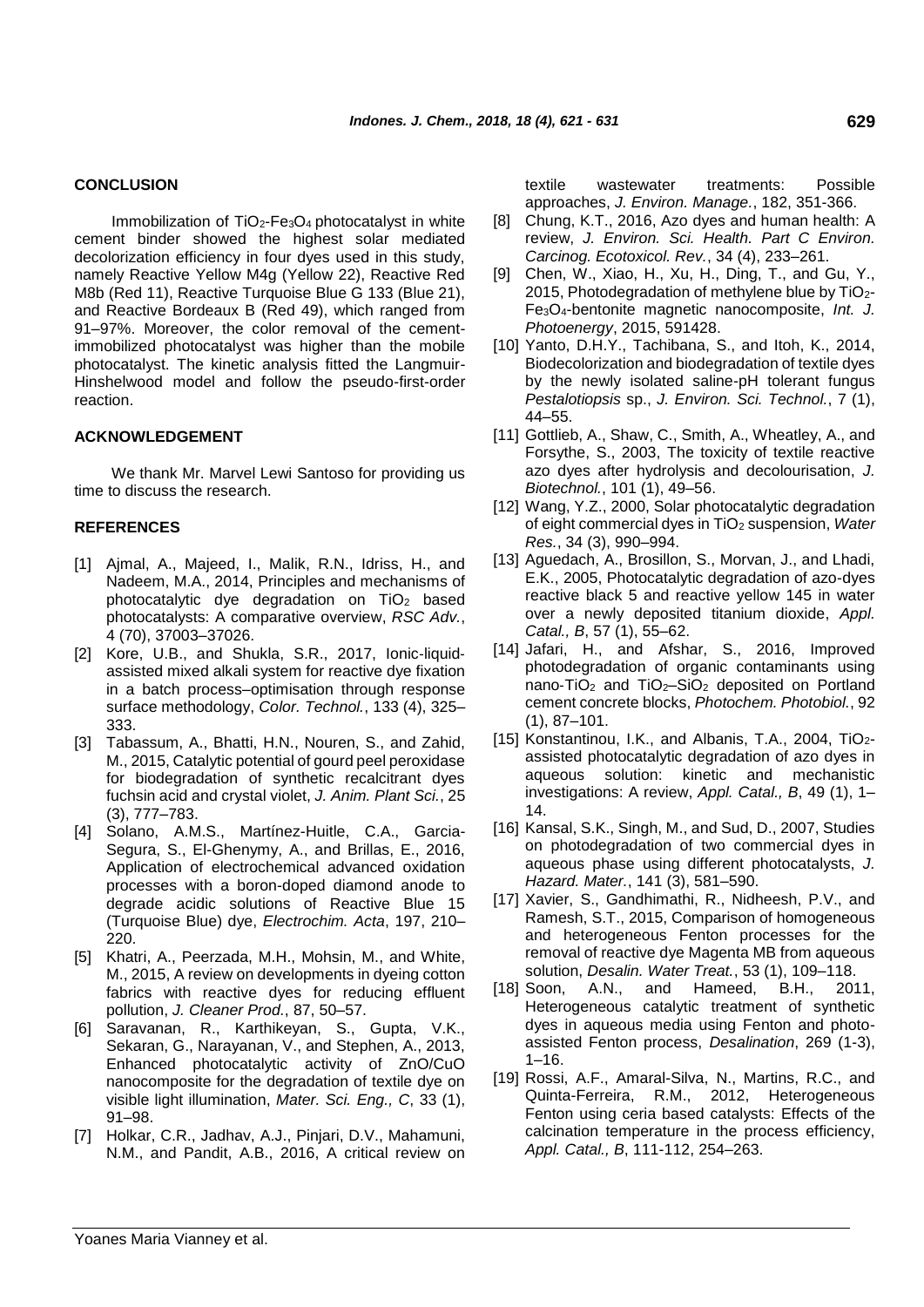## CONCLUSION

Immobilization of $TiO_2$-$Fe_3O_4$ photocatalyst in white cement binder showed the highest solar mediated decolorization efficiency in four dyes used in this study, namely Reactive Yellow M4g (Yellow 22), Reactive Red M8b (Red 11), Reactive Turquoise Blue G 133 (Blue 21), and Reactive Bordeaux B (Red 49), which ranged from 91–97%. Moreover, the color removal of the cement-immobilized photocatalyst was higher than the mobile photocatalyst. The kinetic analysis fitted the Langmuir-Hinshelwood model and follow the pseudo-first-order reaction.

## ACKNOWLEDGEMENT

We thank Mr. Marvel Lewi Santoso for providing us time to discuss the research.

## REFERENCES

[1] Ajmal, A., Majeed, I., Malik, R.N., Idriss, H., and Nadeem, M.A., 2014, Principles and mechanisms of photocatalytic dye degradation on $TiO_2$ based photocatalysts: A comparative overview, *RSC Adv.*, 4 (70), 37003–37026.

[2] Kore, U.B., and Shukla, S.R., 2017, Ionic-liquid-assisted mixed alkali system for reactive dye fixation in a batch process–optimisation through response surface methodology, *Color. Technol.*, 133 (4), 325–333.

[3] Tabassum, A., Bhatti, H.N., Nouren, S., and Zahid, M., 2015, Catalytic potential of gourd peel peroxidase for biodegradation of synthetic recalcitrant dyes fuchsin acid and crystal violet, *J. Anim. Plant Sci.*, 25 (3), 777–783.

[4] Solano, A.M.S., Martínez-Huitle, C.A., Garcia-Segura, S., El-Ghenymy, A., and Brillas, E., 2016, Application of electrochemical advanced oxidation processes with a boron-doped diamond anode to degrade acidic solutions of Reactive Blue 15 (Turquoise Blue) dye, *Electrochim. Acta*, 197, 210–220.

[5] Khatri, A., Peerzada, M.H., Mohsin, M., and White, M., 2015, A review on developments in dyeing cotton fabrics with reactive dyes for reducing effluent pollution, *J. Cleaner Prod.*, 87, 50–57.

[6] Saravanan, R., Karthikeyan, S., Gupta, V.K., Sekaran, G., Narayanan, V., and Stephen, A., 2013, Enhanced photocatalytic activity of ZnO/CuO nanocomposite for the degradation of textile dye on visible light illumination, *Mater. Sci. Eng., C*, 33 (1), 91–98.

[7] Holkar, C.R., Jadhav, A.J., Pinjari, D.V., Mahamuni, N.M., and Pandit, A.B., 2016, A critical review on textile wastewater treatments: Possible approaches, *J. Environ. Manage.*, 182, 351-366.

[8] Chung, K.T., 2016, Azo dyes and human health: A review, *J. Environ. Sci. Health. Part C Environ. Carcinog. Ecotoxicol. Rev.*, 34 (4), 233–261.

[9] Chen, W., Xiao, H., Xu, H., Ding, T., and Gu, Y., 2015, Photodegradation of methylene blue by $TiO_2$-$Fe_3O_4$-bentonite magnetic nanocomposite, *Int. J. Photoenergy*, 2015, 591428.

[10] Yanto, D.H.Y., Tachibana, S., and Itoh, K., 2014, Biodecolorization and biodegradation of textile dyes by the newly isolated saline-pH tolerant fungus *Pestalotiopsis* sp., *J. Environ. Sci. Technol.*, 7 (1), 44–55.

[11] Gottlieb, A., Shaw, C., Smith, A., Wheatley, A., and Forsythe, S., 2003, The toxicity of textile reactive azo dyes after hydrolysis and decolourisation, *J. Biotechnol.*, 101 (1), 49–56.

[12] Wang, Y.Z., 2000, Solar photocatalytic degradation of eight commercial dyes in $TiO_2$ suspension, *Water Res.*, 34 (3), 990–994.

[13] Aguedach, A., Brosillon, S., Morvan, J., and Lhadi, E.K., 2005, Photocatalytic degradation of azo-dyes reactive black 5 and reactive yellow 145 in water over a newly deposited titanium dioxide, *Appl. Catal., B*, 57 (1), 55–62.

[14] Jafari, H., and Afshar, S., 2016, Improved photodegradation of organic contaminants using nano-$TiO_2$ and $TiO_2$–$SiO_2$ deposited on Portland cement concrete blocks, *Photochem. Photobiol.*, 92 (1), 87–101.

[15] Konstantinou, I.K., and Albanis, T.A., 2004, $TiO_2$-assisted photocatalytic degradation of azo dyes in aqueous solution: kinetic and mechanistic investigations: A review, *Appl. Catal., B*, 49 (1), 1–14.

[16] Kansal, S.K., Singh, M., and Sud, D., 2007, Studies on photodegradation of two commercial dyes in aqueous phase using different photocatalysts, *J. Hazard. Mater.*, 141 (3), 581–590.

[17] Xavier, S., Gandhimathi, R., Nidheesh, P.V., and Ramesh, S.T., 2015, Comparison of homogeneous and heterogeneous Fenton processes for the removal of reactive dye Magenta MB from aqueous solution, *Desalin. Water Treat.*, 53 (1), 109–118.

[18] Soon, A.N., and Hameed, B.H., 2011, Heterogeneous catalytic treatment of synthetic dyes in aqueous media using Fenton and photo-assisted Fenton process, *Desalination*, 269 (1-3), 1–16.

[19] Rossi, A.F., Amaral-Silva, N., Martins, R.C., and Quinta-Ferreira, R.M., 2012, Heterogeneous Fenton using ceria based catalysts: Effects of the calcination temperature in the process efficiency, *Appl. Catal., B*, 111-112, 254–263.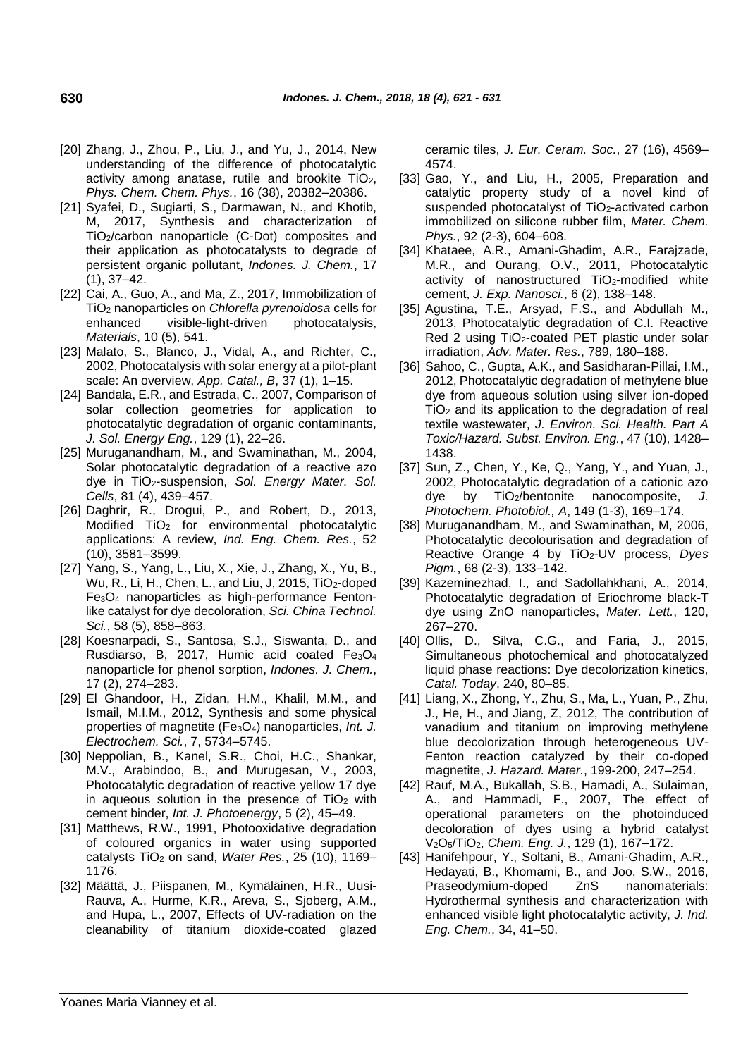[20] Zhang, J., Zhou, P., Liu, J., and Yu, J., 2014, New understanding of the difference of photocatalytic activity among anatase, rutile and brookite $TiO_2$, *Phys. Chem. Chem. Phys.*, 16 (38), 20382–20386.

[21] Syafei, D., Sugiarti, S., Darmawan, N., and Khotib, M, 2017, Synthesis and characterization of $TiO_2$/carbon nanoparticle (C-Dot) composites and their application as photocatalysts to degrade of persistent organic pollutant, *Indones. J. Chem.*, 17 (1), 37–42.

[22] Cai, A., Guo, A., and Ma, Z., 2017, Immobilization of $TiO_2$ nanoparticles on *Chlorella pyrenoidosa* cells for enhanced visible-light-driven photocatalysis, *Materials*, 10 (5), 541.

[23] Malato, S., Blanco, J., Vidal, A., and Richter, C., 2002, Photocatalysis with solar energy at a pilot-plant scale: An overview, *App. Catal., B*, 37 (1), 1–15.

[24] Bandala, E.R., and Estrada, C., 2007, Comparison of solar collection geometries for application to photocatalytic degradation of organic contaminants, *J. Sol. Energy Eng.*, 129 (1), 22–26.

[25] Muruganandham, M., and Swaminathan, M., 2004, Solar photocatalytic degradation of a reactive azo dye in $TiO_2$-suspension, *Sol. Energy Mater. Sol. Cells*, 81 (4), 439–457.

[26] Daghrir, R., Drogui, P., and Robert, D., 2013, Modified $TiO_2$ for environmental photocatalytic applications: A review, *Ind. Eng. Chem. Res.*, 52 (10), 3581–3599.

[27] Yang, S., Yang, L., Liu, X., Xie, J., Zhang, X., Yu, B., Wu, R., Li, H., Chen, L., and Liu, J, 2015, $TiO_2$-doped $Fe_3O_4$ nanoparticles as high-performance Fenton-like catalyst for dye decoloration, *Sci. China Technol. Sci.*, 58 (5), 858–863.

[28] Koesnarpadi, S., Santosa, S.J., Siswanta, D., and Rusdiarso, B, 2017, Humic acid coated $Fe_3O_4$ nanoparticle for phenol sorption, *Indones. J. Chem.*, 17 (2), 274–283.

[29] El Ghandoor, H., Zidan, H.M., Khalil, M.M., and Ismail, M.I.M., 2012, Synthesis and some physical properties of magnetite ($Fe_3O_4$) nanoparticles, *Int. J. Electrochem. Sci.*, 7, 5734–5745.

[30] Neppolian, B., Kanel, S.R., Choi, H.C., Shankar, M.V., Arabindoo, B., and Murugesan, V., 2003, Photocatalytic degradation of reactive yellow 17 dye in aqueous solution in the presence of $TiO_2$ with cement binder, *Int. J. Photoenergy*, 5 (2), 45–49.

[31] Matthews, R.W., 1991, Photooxidative degradation of coloured organics in water using supported catalysts $TiO_2$ on sand, *Water Res.*, 25 (10), 1169–1176.

[32] Määttä, J., Piispanen, M., Kymäläinen, H.R., Uusi-Rauva, A., Hurme, K.R., Areva, S., Sjoberg, A.M., and Hupa, L., 2007, Effects of UV-radiation on the cleanability of titanium dioxide-coated glazed ceramic tiles, *J. Eur. Ceram. Soc.*, 27 (16), 4569–4574.

[33] Gao, Y., and Liu, H., 2005, Preparation and catalytic property study of a novel kind of suspended photocatalyst of $TiO_2$-activated carbon immobilized on silicone rubber film, *Mater. Chem. Phys.*, 92 (2-3), 604–608.

[34] Khataee, A.R., Amani-Ghadim, A.R., Farajzade, M.R., and Ourang, O.V., 2011, Photocatalytic activity of nanostructured $TiO_2$-modified white cement, *J. Exp. Nanosci.*, 6 (2), 138–148.

[35] Agustina, T.E., Arsyad, F.S., and Abdullah M., 2013, Photocatalytic degradation of C.I. Reactive Red 2 using $TiO_2$-coated PET plastic under solar irradiation, *Adv. Mater. Res.*, 789, 180–188.

[36] Sahoo, C., Gupta, A.K., and Sasidharan-Pillai, I.M., 2012, Photocatalytic degradation of methylene blue dye from aqueous solution using silver ion-doped $TiO_2$ and its application to the degradation of real textile wastewater, *J. Environ. Sci. Health. Part A Toxic/Hazard. Subst. Environ. Eng.*, 47 (10), 1428–1438.

[37] Sun, Z., Chen, Y., Ke, Q., Yang, Y., and Yuan, J., 2002, Photocatalytic degradation of a cationic azo dye by $TiO_2$/bentonite nanocomposite, *J. Photochem. Photobiol., A*, 149 (1-3), 169–174.

[38] Muruganandham, M., and Swaminathan, M, 2006, Photocatalytic decolourisation and degradation of Reactive Orange 4 by $TiO_2$-UV process, *Dyes Pigm.*, 68 (2-3), 133–142.

[39] Kazeminezhad, I., and Sadollahkhani, A., 2014, Photocatalytic degradation of Eriochrome black-T dye using ZnO nanoparticles, *Mater. Lett.*, 120, 267–270.

[40] Ollis, D., Silva, C.G., and Faria, J., 2015, Simultaneous photochemical and photocatalyzed liquid phase reactions: Dye decolorization kinetics, *Catal. Today*, 240, 80–85.

[41] Liang, X., Zhong, Y., Zhu, S., Ma, L., Yuan, P., Zhu, J., He, H., and Jiang, Z, 2012, The contribution of vanadium and titanium on improving methylene blue decolorization through heterogeneous UV-Fenton reaction catalyzed by their co-doped magnetite, *J. Hazard. Mater.*, 199-200, 247–254.

[42] Rauf, M.A., Bukallah, S.B., Hamadi, A., Sulaiman, A., and Hammadi, F., 2007, The effect of operational parameters on the photoinduced decoloration of dyes using a hybrid catalyst $V_2O_5$/$TiO_2$, *Chem. Eng. J.*, 129 (1), 167–172.

[43] Hanifehpour, Y., Soltani, B., Amani-Ghadim, A.R., Hedayati, B., Khomami, B., and Joo, S.W., 2016, Praseodymium-doped ZnS nanomaterials: Hydrothermal synthesis and characterization with enhanced visible light photocatalytic activity, *J. Ind. Eng. Chem.*, 34, 41–50.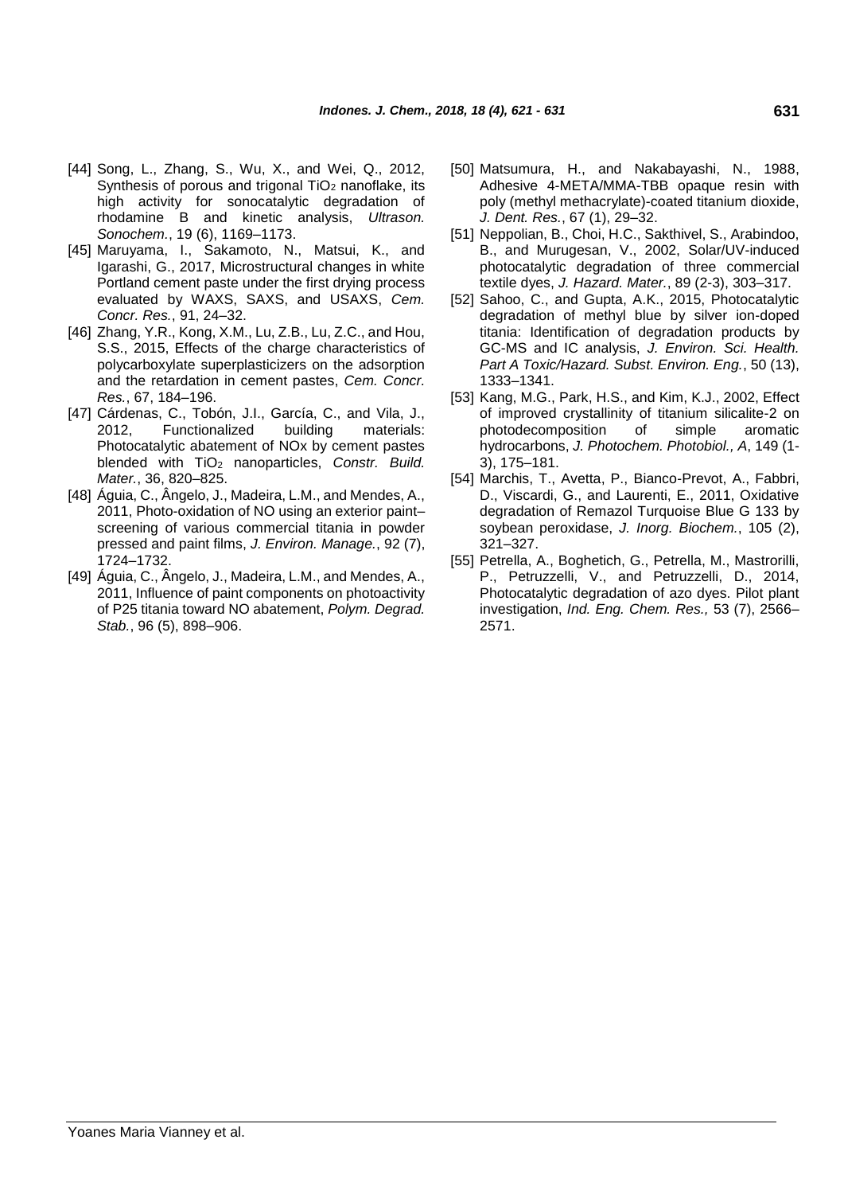[44] Song, L., Zhang, S., Wu, X., and Wei, Q., 2012, Synthesis of porous and trigonal $TiO_2$ nanoflake, its high activity for sonocatalytic degradation of rhodamine B and kinetic analysis, *Ultrason. Sonochem.*, 19 (6), 1169–1173.

[45] Maruyama, I., Sakamoto, N., Matsui, K., and Igarashi, G., 2017, Microstructural changes in white Portland cement paste under the first drying process evaluated by WAXS, SAXS, and USAXS, *Cem. Concr. Res.*, 91, 24–32.

[46] Zhang, Y.R., Kong, X.M., Lu, Z.B., Lu, Z.C., and Hou, S.S., 2015, Effects of the charge characteristics of polycarboxylate superplasticizers on the adsorption and the retardation in cement pastes, *Cem. Concr. Res.*, 67, 184–196.

[47] Cárdenas, C., Tobón, J.I., García, C., and Vila, J., 2012, Functionalized building materials: Photocatalytic abatement of NOx by cement pastes blended with $TiO_2$ nanoparticles, *Constr. Build. Mater.*, 36, 820–825.

[48] Águia, C., Ângelo, J., Madeira, L.M., and Mendes, A., 2011, Photo-oxidation of NO using an exterior paint–screening of various commercial titania in powder pressed and paint films, *J. Environ. Manage.*, 92 (7), 1724–1732.

[49] Águia, C., Ângelo, J., Madeira, L.M., and Mendes, A., 2011, Influence of paint components on photoactivity of P25 titania toward NO abatement, *Polym. Degrad. Stab.*, 96 (5), 898–906.

[50] Matsumura, H., and Nakabayashi, N., 1988, Adhesive 4-META/MMA-TBB opaque resin with poly (methyl methacrylate)-coated titanium dioxide, *J. Dent. Res.*, 67 (1), 29–32.

[51] Neppolian, B., Choi, H.C., Sakthivel, S., Arabindoo, B., and Murugesan, V., 2002, Solar/UV-induced photocatalytic degradation of three commercial textile dyes, *J. Hazard. Mater.*, 89 (2-3), 303–317.

[52] Sahoo, C., and Gupta, A.K., 2015, Photocatalytic degradation of methyl blue by silver ion-doped titania: Identification of degradation products by GC-MS and IC analysis, *J. Environ. Sci. Health. Part A Toxic/Hazard. Subst. Environ. Eng.*, 50 (13), 1333–1341.

[53] Kang, M.G., Park, H.S., and Kim, K.J., 2002, Effect of improved crystallinity of titanium silicalite-2 on photodecomposition of simple aromatic hydrocarbons, *J. Photochem. Photobiol., A*, 149 (1-3), 175–181.

[54] Marchis, T., Avetta, P., Bianco-Prevot, A., Fabbri, D., Viscardi, G., and Laurenti, E., 2011, Oxidative degradation of Remazol Turquoise Blue G 133 by soybean peroxidase, *J. Inorg. Biochem.*, 105 (2), 321–327.

[55] Petrella, A., Boghetich, G., Petrella, M., Mastrorilli, P., Petruzzelli, V., and Petruzzelli, D., 2014, Photocatalytic degradation of azo dyes. Pilot plant investigation, *Ind. Eng. Chem. Res.,* 53 (7), 2566–2571.